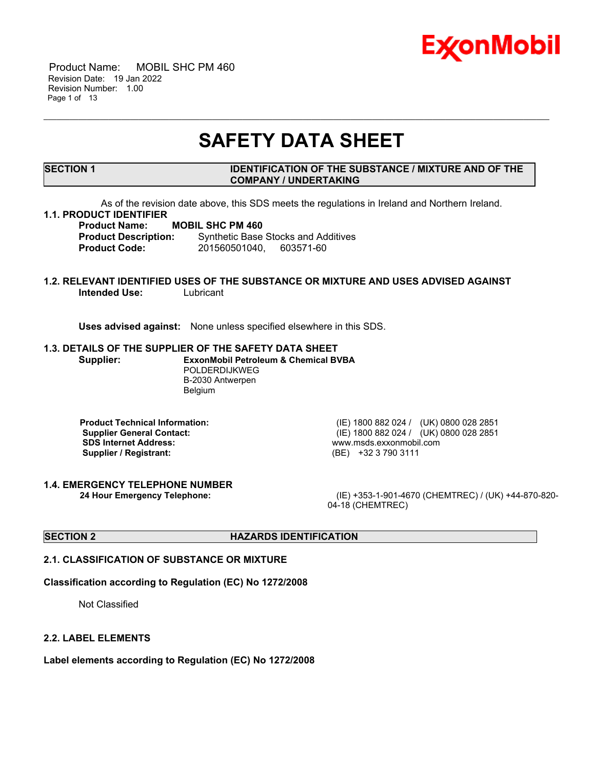# SAFETY DATA SHEET

## SECTION 1 IDENTIFICATION OF THE SUBSTANCE / MIXTURE AND OF THE COMPANY / UNDERTAKING

As of the revision date above, this SDS meets the regulations in Ireland and Northern Ireland.

### 1.1. PRODUCT IDENTIFIER

**Product Name:** **MOBIL SHC PM 460**
**Product Description:** Synthetic Base Stocks and Additives
**Product Code:** 201560501040, 603571-60

### 1.2. RELEVANT IDENTIFIED USES OF THE SUBSTANCE OR MIXTURE AND USES ADVISED AGAINST

**Intended Use:** Lubricant

**Uses advised against:** None unless specified elsewhere in this SDS.

### 1.3. DETAILS OF THE SUPPLIER OF THE SAFETY DATA SHEET

**Supplier:** **ExxonMobil Petroleum & Chemical BVBA**
POLDERDIJKWEG
B-2030 Antwerpen
Belgium

**Product Technical Information:** (IE) 1800 882 024 / (UK) 0800 028 2851
**Supplier General Contact:** (IE) 1800 882 024 / (UK) 0800 028 2851
**SDS Internet Address:** www.msds.exxonmobil.com
**Supplier / Registrant:** (BE) +32 3 790 3111

### 1.4. EMERGENCY TELEPHONE NUMBER

**24 Hour Emergency Telephone:** (IE) +353-1-901-4670 (CHEMTREC) / (UK) +44-870-820-04-18 (CHEMTREC)

## SECTION 2 HAZARDS IDENTIFICATION

### 2.1. CLASSIFICATION OF SUBSTANCE OR MIXTURE

**Classification according to Regulation (EC) No 1272/2008**

Not Classified

### 2.2. LABEL ELEMENTS

**Label elements according to Regulation (EC) No 1272/2008**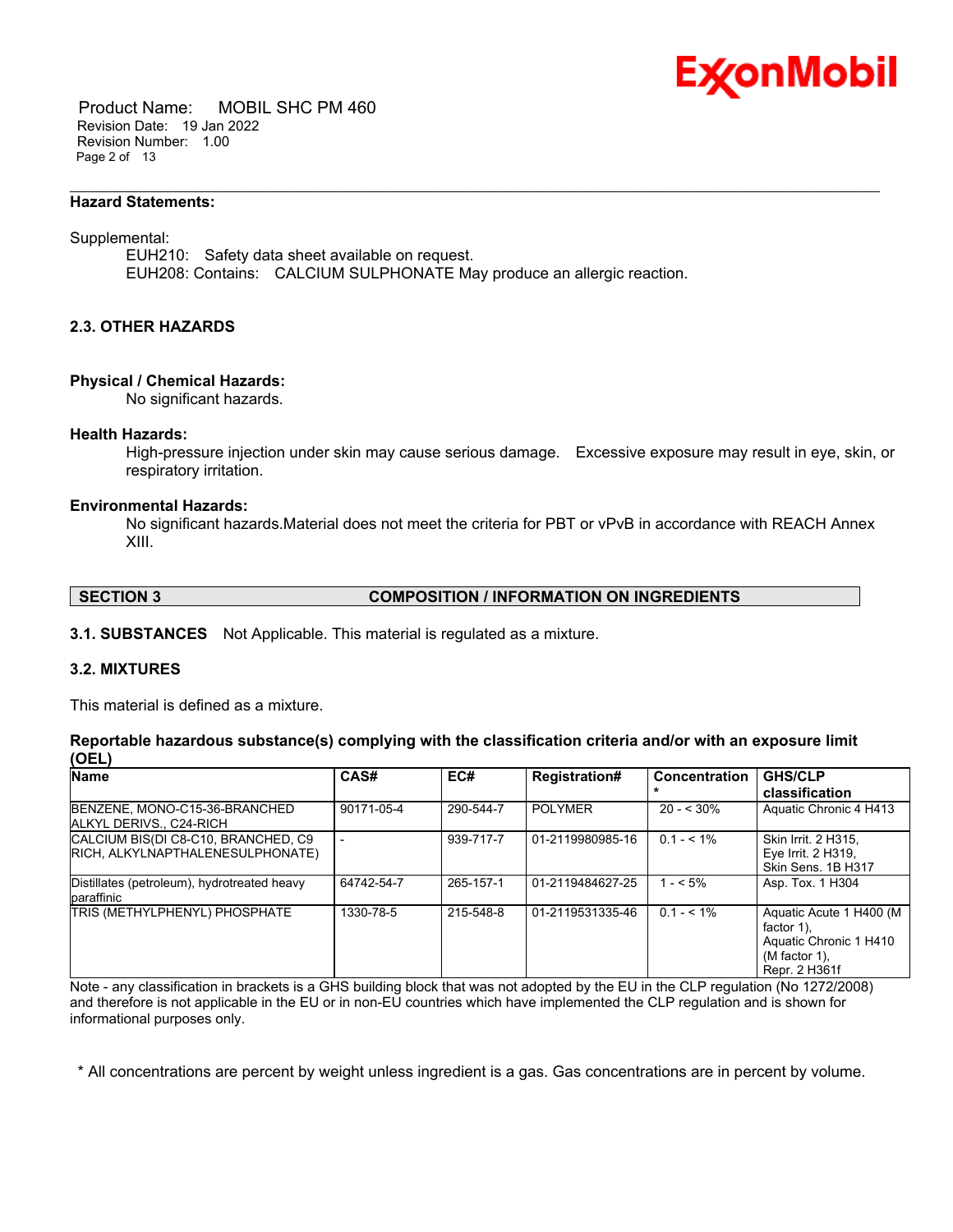**Hazard Statements:**

Supplemental:

EUH210: Safety data sheet available on request.
EUH208: Contains: CALCIUM SULPHONATE May produce an allergic reaction.

### 2.3. OTHER HAZARDS

**Physical / Chemical Hazards:**

No significant hazards.

**Health Hazards:**

High-pressure injection under skin may cause serious damage. Excessive exposure may result in eye, skin, or respiratory irritation.

**Environmental Hazards:**

No significant hazards.Material does not meet the criteria for PBT or vPvB in accordance with REACH Annex XIII.

## SECTION 3 COMPOSITION / INFORMATION ON INGREDIENTS

**3.1. SUBSTANCES** Not Applicable. This material is regulated as a mixture.

### 3.2. MIXTURES

This material is defined as a mixture.

**Reportable hazardous substance(s) complying with the classification criteria and/or with an exposure limit (OEL)**

| Name | CAS# | EC# | Registration# | Concentration * | GHS/CLP classification |
|---|---|---|---|---|---|
| BENZENE, MONO-C15-36-BRANCHED ALKYL DERIVS., C24-RICH | 90171-05-4 | 290-544-7 | POLYMER | 20 - < 30% | Aquatic Chronic 4 H413 |
| CALCIUM BIS(DI C8-C10, BRANCHED, C9 RICH, ALKYLNAPTHALENESULPHONATE) | - | 939-717-7 | 01-2119980985-16 | 0.1 - < 1% | Skin Irrit. 2 H315, Eye Irrit. 2 H319, Skin Sens. 1B H317 |
| Distillates (petroleum), hydrotreated heavy paraffinic | 64742-54-7 | 265-157-1 | 01-2119484627-25 | 1 - < 5% | Asp. Tox. 1 H304 |
| TRIS (METHYLPHENYL) PHOSPHATE | 1330-78-5 | 215-548-8 | 01-2119531335-46 | 0.1 - < 1% | Aquatic Acute 1 H400 (M factor 1), Aquatic Chronic 1 H410 (M factor 1), Repr. 2 H361f |

Note - any classification in brackets is a GHS building block that was not adopted by the EU in the CLP regulation (No 1272/2008) and therefore is not applicable in the EU or in non-EU countries which have implemented the CLP regulation and is shown for informational purposes only.

* All concentrations are percent by weight unless ingredient is a gas. Gas concentrations are in percent by volume.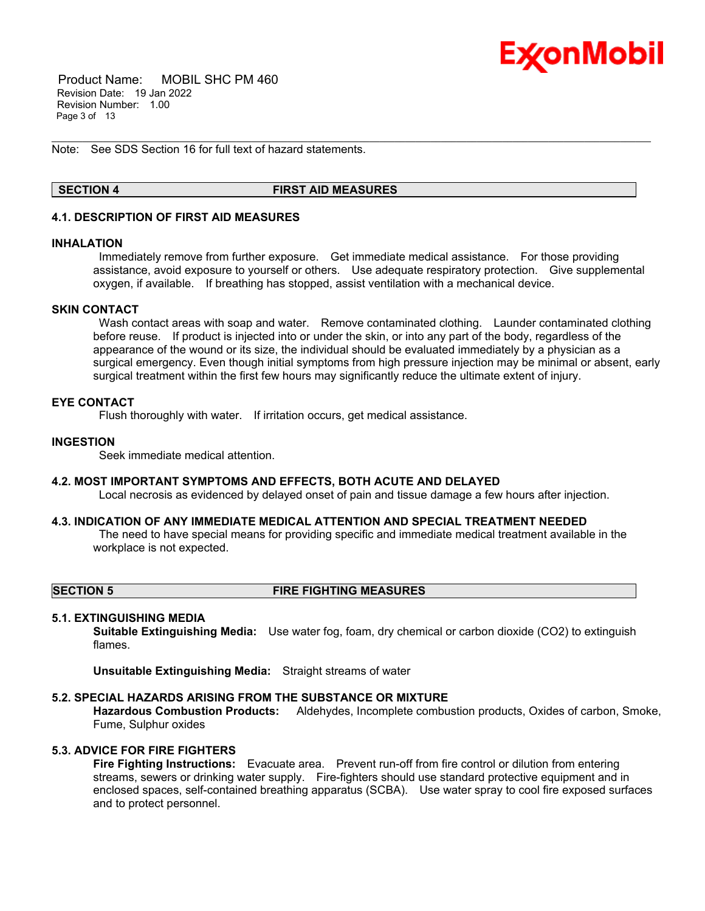Note: See SDS Section 16 for full text of hazard statements.

## SECTION 4 FIRST AID MEASURES

### 4.1. DESCRIPTION OF FIRST AID MEASURES

**INHALATION**

Immediately remove from further exposure. Get immediate medical assistance. For those providing assistance, avoid exposure to yourself or others. Use adequate respiratory protection. Give supplemental oxygen, if available. If breathing has stopped, assist ventilation with a mechanical device.

**SKIN CONTACT**

Wash contact areas with soap and water. Remove contaminated clothing. Launder contaminated clothing before reuse. If product is injected into or under the skin, or into any part of the body, regardless of the appearance of the wound or its size, the individual should be evaluated immediately by a physician as a surgical emergency. Even though initial symptoms from high pressure injection may be minimal or absent, early surgical treatment within the first few hours may significantly reduce the ultimate extent of injury.

**EYE CONTACT**

Flush thoroughly with water. If irritation occurs, get medical assistance.

**INGESTION**

Seek immediate medical attention.

### 4.2. MOST IMPORTANT SYMPTOMS AND EFFECTS, BOTH ACUTE AND DELAYED

Local necrosis as evidenced by delayed onset of pain and tissue damage a few hours after injection.

### 4.3. INDICATION OF ANY IMMEDIATE MEDICAL ATTENTION AND SPECIAL TREATMENT NEEDED

The need to have special means for providing specific and immediate medical treatment available in the workplace is not expected.

## SECTION 5 FIRE FIGHTING MEASURES

### 5.1. EXTINGUISHING MEDIA

**Suitable Extinguishing Media:** Use water fog, foam, dry chemical or carbon dioxide ($CO_2$) to extinguish flames.

**Unsuitable Extinguishing Media:** Straight streams of water

### 5.2. SPECIAL HAZARDS ARISING FROM THE SUBSTANCE OR MIXTURE

**Hazardous Combustion Products:** Aldehydes, Incomplete combustion products, Oxides of carbon, Smoke, Fume, Sulphur oxides

### 5.3. ADVICE FOR FIRE FIGHTERS

**Fire Fighting Instructions:** Evacuate area. Prevent run-off from fire control or dilution from entering streams, sewers or drinking water supply. Fire-fighters should use standard protective equipment and in enclosed spaces, self-contained breathing apparatus (SCBA). Use water spray to cool fire exposed surfaces and to protect personnel.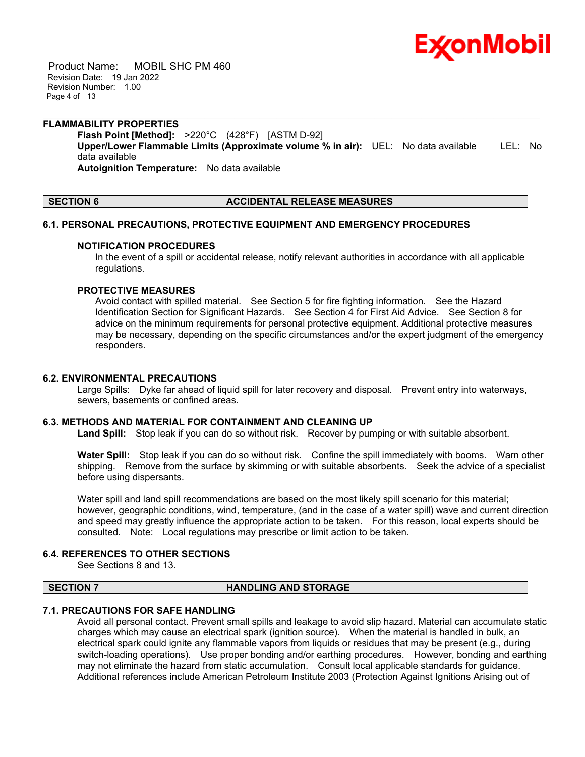### FLAMMABILITY PROPERTIES

**Flash Point [Method]:** >220°C (428°F) [ASTM D-92]
**Upper/Lower Flammable Limits (Approximate volume % in air):** UEL: No data available LEL: No data available
**Autoignition Temperature:** No data available

## SECTION 6 ACCIDENTAL RELEASE MEASURES

### 6.1. PERSONAL PRECAUTIONS, PROTECTIVE EQUIPMENT AND EMERGENCY PROCEDURES

#### NOTIFICATION PROCEDURES

In the event of a spill or accidental release, notify relevant authorities in accordance with all applicable regulations.

#### PROTECTIVE MEASURES

Avoid contact with spilled material. See Section 5 for fire fighting information. See the Hazard Identification Section for Significant Hazards. See Section 4 for First Aid Advice. See Section 8 for advice on the minimum requirements for personal protective equipment. Additional protective measures may be necessary, depending on the specific circumstances and/or the expert judgment of the emergency responders.

### 6.2. ENVIRONMENTAL PRECAUTIONS

Large Spills: Dyke far ahead of liquid spill for later recovery and disposal. Prevent entry into waterways, sewers, basements or confined areas.

### 6.3. METHODS AND MATERIAL FOR CONTAINMENT AND CLEANING UP

**Land Spill:** Stop leak if you can do so without risk. Recover by pumping or with suitable absorbent.

**Water Spill:** Stop leak if you can do so without risk. Confine the spill immediately with booms. Warn other shipping. Remove from the surface by skimming or with suitable absorbents. Seek the advice of a specialist before using dispersants.

Water spill and land spill recommendations are based on the most likely spill scenario for this material; however, geographic conditions, wind, temperature, (and in the case of a water spill) wave and current direction and speed may greatly influence the appropriate action to be taken. For this reason, local experts should be consulted. Note: Local regulations may prescribe or limit action to be taken.

### 6.4. REFERENCES TO OTHER SECTIONS

See Sections 8 and 13.

## SECTION 7 HANDLING AND STORAGE

### 7.1. PRECAUTIONS FOR SAFE HANDLING

Avoid all personal contact. Prevent small spills and leakage to avoid slip hazard. Material can accumulate static charges which may cause an electrical spark (ignition source). When the material is handled in bulk, an electrical spark could ignite any flammable vapors from liquids or residues that may be present (e.g., during switch-loading operations). Use proper bonding and/or earthing procedures. However, bonding and earthing may not eliminate the hazard from static accumulation. Consult local applicable standards for guidance. Additional references include American Petroleum Institute 2003 (Protection Against Ignitions Arising out of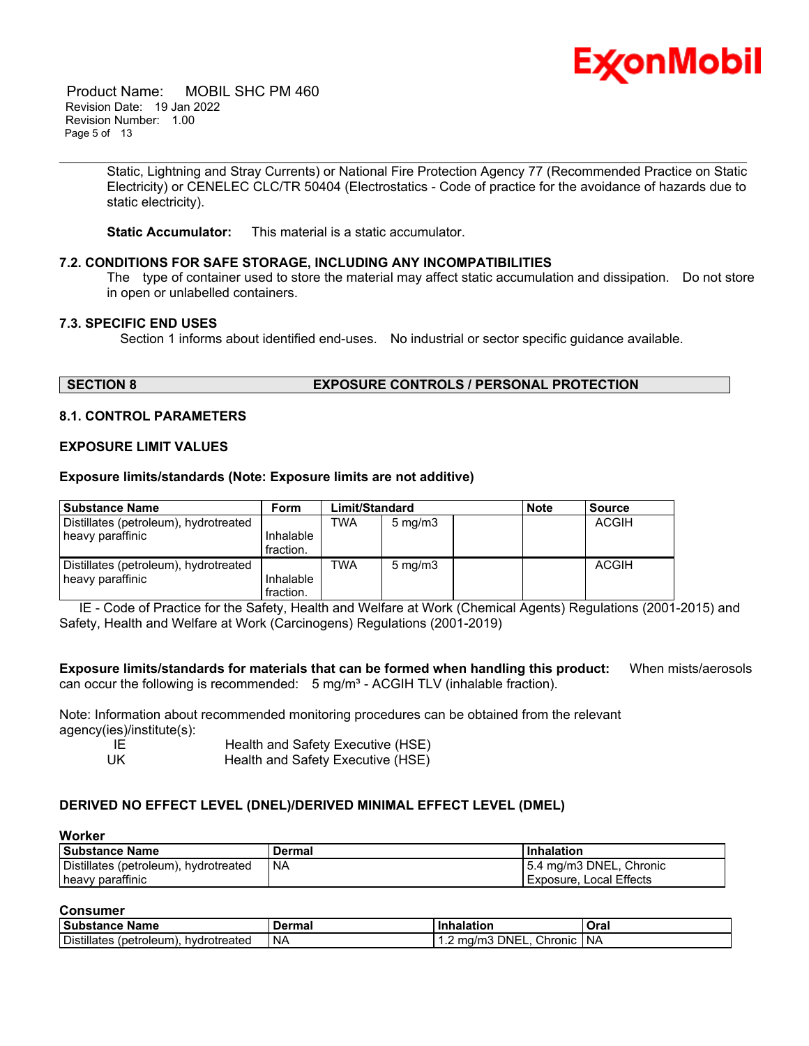Static, Lightning and Stray Currents) or National Fire Protection Agency 77 (Recommended Practice on Static Electricity) or CENELEC CLC/TR 50404 (Electrostatics - Code of practice for the avoidance of hazards due to static electricity).

**Static Accumulator:** This material is a static accumulator.

### 7.2. CONDITIONS FOR SAFE STORAGE, INCLUDING ANY INCOMPATIBILITIES

The type of container used to store the material may affect static accumulation and dissipation. Do not store in open or unlabelled containers.

### 7.3. SPECIFIC END USES

Section 1 informs about identified end-uses. No industrial or sector specific guidance available.

## SECTION 8 EXPOSURE CONTROLS / PERSONAL PROTECTION

### 8.1. CONTROL PARAMETERS

### EXPOSURE LIMIT VALUES

**Exposure limits/standards (Note: Exposure limits are not additive)**

| Substance Name | Form | Limit/Standard | | | Note | Source |
|---|---|---|---|---|---|---|
| Distillates (petroleum), hydrotreated heavy paraffinic | Inhalable fraction. | TWA | 5 mg/m3 | | | ACGIH |
| Distillates (petroleum), hydrotreated heavy paraffinic | Inhalable fraction. | TWA | 5 mg/m3 | | | ACGIH |

IE - Code of Practice for the Safety, Health and Welfare at Work (Chemical Agents) Regulations (2001-2015) and Safety, Health and Welfare at Work (Carcinogens) Regulations (2001-2019)

**Exposure limits/standards for materials that can be formed when handling this product:** When mists/aerosols can occur the following is recommended: 5 mg/m³ - ACGIH TLV (inhalable fraction).

Note: Information about recommended monitoring procedures can be obtained from the relevant agency(ies)/institute(s):

| | |
|---|---|
| IE | Health and Safety Executive (HSE) |
| UK | Health and Safety Executive (HSE) |

### DERIVED NO EFFECT LEVEL (DNEL)/DERIVED MINIMAL EFFECT LEVEL (DMEL)

**Worker**

| Substance Name | Dermal | Inhalation |
|---|---|---|
| Distillates (petroleum), hydrotreated heavy paraffinic | NA | 5.4 mg/m3 DNEL, Chronic Exposure, Local Effects |

**Consumer**

| Substance Name | Dermal | Inhalation | Oral |
|---|---|---|---|
| Distillates (petroleum), hydrotreated | NA | 1.2 mg/m3 DNEL, Chronic | NA |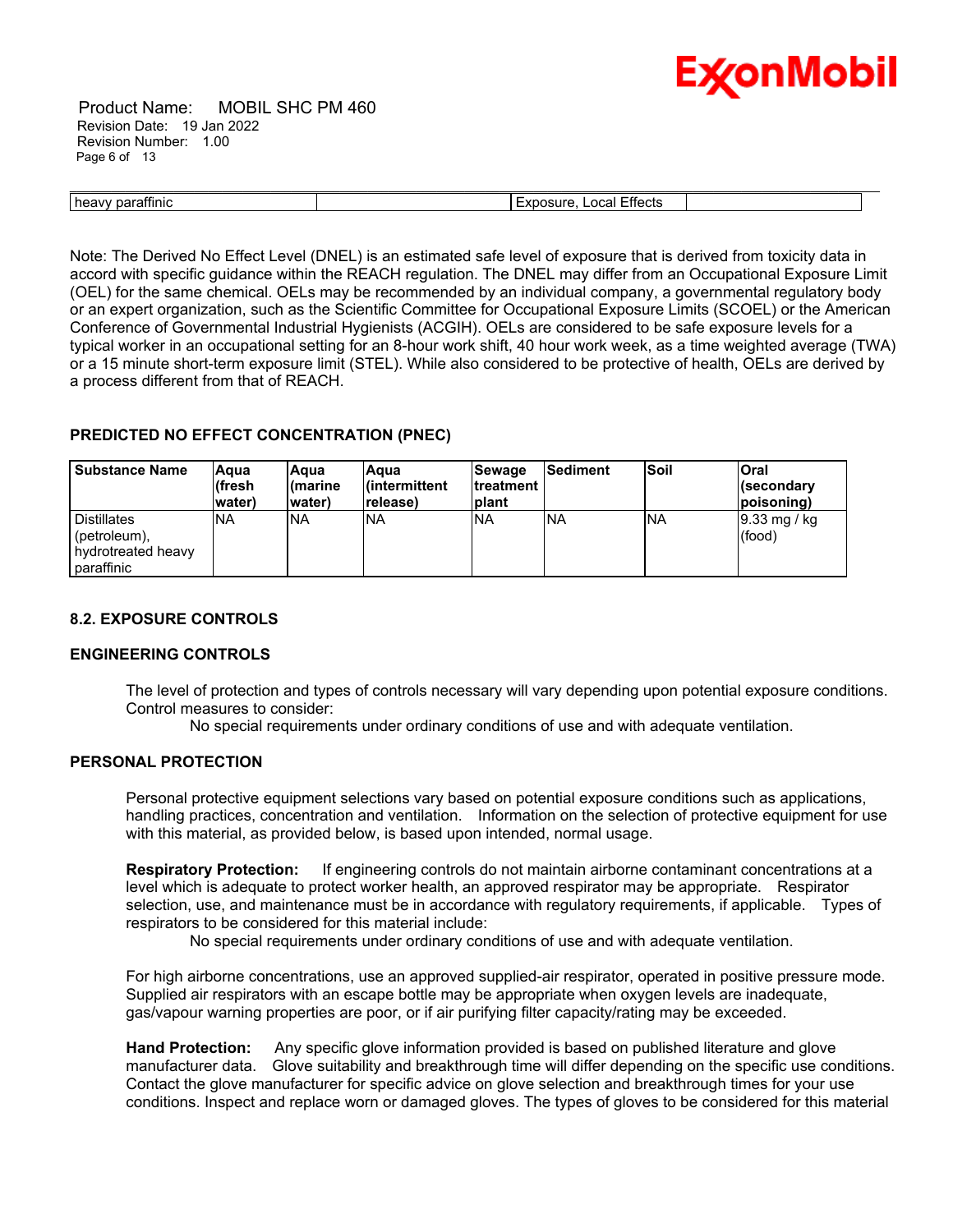| heavy paraffinic | | Exposure, Local Effects | |
|---|---|---|---|

Note: The Derived No Effect Level (DNEL) is an estimated safe level of exposure that is derived from toxicity data in accord with specific guidance within the REACH regulation. The DNEL may differ from an Occupational Exposure Limit (OEL) for the same chemical. OELs may be recommended by an individual company, a governmental regulatory body or an expert organization, such as the Scientific Committee for Occupational Exposure Limits (SCOEL) or the American Conference of Governmental Industrial Hygienists (ACGIH). OELs are considered to be safe exposure levels for a typical worker in an occupational setting for an 8-hour work shift, 40 hour work week, as a time weighted average (TWA) or a 15 minute short-term exposure limit (STEL). While also considered to be protective of health, OELs are derived by a process different from that of REACH.

**PREDICTED NO EFFECT CONCENTRATION (PNEC)**

| Substance Name | Aqua (fresh water) | Aqua (marine water) | Aqua (intermittent release) | Sewage treatment plant | Sediment | Soil | Oral (secondary poisoning) |
|---|---|---|---|---|---|---|---|
| Distillates (petroleum), hydrotreated heavy paraffinic | NA | NA | NA | NA | NA | NA | 9.33 mg / kg (food) |

**8.2. EXPOSURE CONTROLS**

**ENGINEERING CONTROLS**

The level of protection and types of controls necessary will vary depending upon potential exposure conditions. Control measures to consider:

No special requirements under ordinary conditions of use and with adequate ventilation.

**PERSONAL PROTECTION**

Personal protective equipment selections vary based on potential exposure conditions such as applications, handling practices, concentration and ventilation. Information on the selection of protective equipment for use with this material, as provided below, is based upon intended, normal usage.

**Respiratory Protection:** If engineering controls do not maintain airborne contaminant concentrations at a level which is adequate to protect worker health, an approved respirator may be appropriate. Respirator selection, use, and maintenance must be in accordance with regulatory requirements, if applicable. Types of respirators to be considered for this material include:

No special requirements under ordinary conditions of use and with adequate ventilation.

For high airborne concentrations, use an approved supplied-air respirator, operated in positive pressure mode. Supplied air respirators with an escape bottle may be appropriate when oxygen levels are inadequate, gas/vapour warning properties are poor, or if air purifying filter capacity/rating may be exceeded.

**Hand Protection:** Any specific glove information provided is based on published literature and glove manufacturer data. Glove suitability and breakthrough time will differ depending on the specific use conditions. Contact the glove manufacturer for specific advice on glove selection and breakthrough times for your use conditions. Inspect and replace worn or damaged gloves. The types of gloves to be considered for this material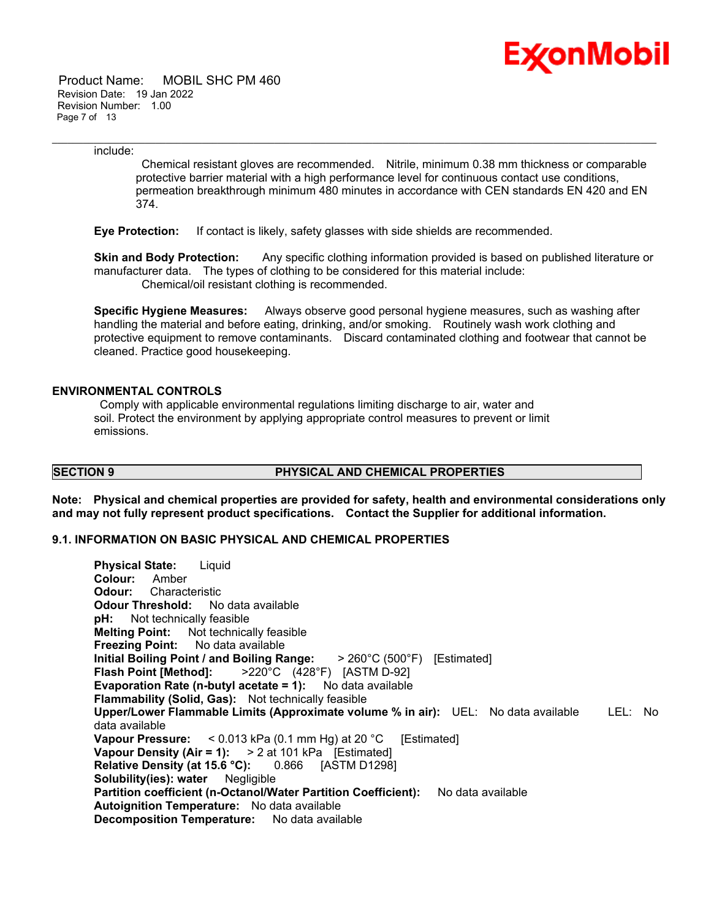include:

Chemical resistant gloves are recommended. Nitrile, minimum 0.38 mm thickness or comparable protective barrier material with a high performance level for continuous contact use conditions, permeation breakthrough minimum 480 minutes in accordance with CEN standards EN 420 and EN 374.

**Eye Protection:** If contact is likely, safety glasses with side shields are recommended.

**Skin and Body Protection:** Any specific clothing information provided is based on published literature or manufacturer data. The types of clothing to be considered for this material include:
Chemical/oil resistant clothing is recommended.

**Specific Hygiene Measures:** Always observe good personal hygiene measures, such as washing after handling the material and before eating, drinking, and/or smoking. Routinely wash work clothing and protective equipment to remove contaminants. Discard contaminated clothing and footwear that cannot be cleaned. Practice good housekeeping.

### ENVIRONMENTAL CONTROLS

Comply with applicable environmental regulations limiting discharge to air, water and soil. Protect the environment by applying appropriate control measures to prevent or limit emissions.

## SECTION 9 PHYSICAL AND CHEMICAL PROPERTIES

**Note: Physical and chemical properties are provided for safety, health and environmental considerations only and may not fully represent product specifications. Contact the Supplier for additional information.**

### 9.1. INFORMATION ON BASIC PHYSICAL AND CHEMICAL PROPERTIES

**Physical State:** Liquid
**Colour:** Amber
**Odour:** Characteristic
**Odour Threshold:** No data available
**pH:** Not technically feasible
**Melting Point:** Not technically feasible
**Freezing Point:** No data available
**Initial Boiling Point / and Boiling Range:** > 260°C (500°F) [Estimated]
**Flash Point [Method]:** >220°C (428°F) [ASTM D-92]
**Evaporation Rate (n-butyl acetate = 1):** No data available
**Flammability (Solid, Gas):** Not technically feasible
**Upper/Lower Flammable Limits (Approximate volume % in air):** UEL: No data available LEL: No data available
**Vapour Pressure:** < 0.013 kPa (0.1 mm Hg) at 20 °C [Estimated]
**Vapour Density (Air = 1):** > 2 at 101 kPa [Estimated]
**Relative Density (at 15.6 °C):** 0.866 [ASTM D1298]
**Solubility(ies): water** Negligible
**Partition coefficient (n-Octanol/Water Partition Coefficient):** No data available
**Autoignition Temperature:** No data available
**Decomposition Temperature:** No data available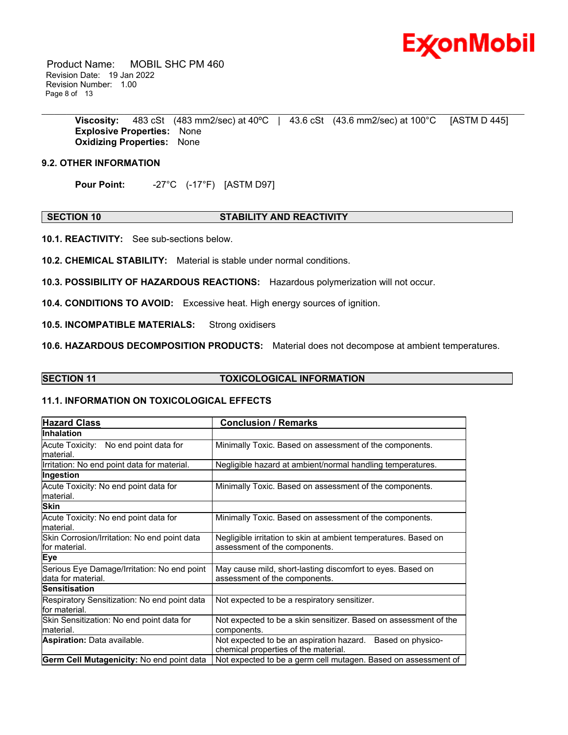**Viscosity:** 483 cSt (483 mm2/sec) at 40ºC | 43.6 cSt (43.6 mm2/sec) at 100°C [ASTM D 445]
**Explosive Properties:** None
**Oxidizing Properties:** None

### 9.2. OTHER INFORMATION

**Pour Point:** -27°C (-17°F) [ASTM D97]

## SECTION 10 STABILITY AND REACTIVITY

**10.1. REACTIVITY:** See sub-sections below.

**10.2. CHEMICAL STABILITY:** Material is stable under normal conditions.

**10.3. POSSIBILITY OF HAZARDOUS REACTIONS:** Hazardous polymerization will not occur.

**10.4. CONDITIONS TO AVOID:** Excessive heat. High energy sources of ignition.

**10.5. INCOMPATIBLE MATERIALS:** Strong oxidisers

**10.6. HAZARDOUS DECOMPOSITION PRODUCTS:** Material does not decompose at ambient temperatures.

## SECTION 11 TOXICOLOGICAL INFORMATION

### 11.1. INFORMATION ON TOXICOLOGICAL EFFECTS

| Hazard Class | Conclusion / Remarks |
|---|---|
| **Inhalation** | |
| Acute Toxicity: No end point data for material. | Minimally Toxic. Based on assessment of the components. |
| Irritation: No end point data for material. | Negligible hazard at ambient/normal handling temperatures. |
| **Ingestion** | |
| Acute Toxicity: No end point data for material. | Minimally Toxic. Based on assessment of the components. |
| **Skin** | |
| Acute Toxicity: No end point data for material. | Minimally Toxic. Based on assessment of the components. |
| Skin Corrosion/Irritation: No end point data for material. | Negligible irritation to skin at ambient temperatures. Based on assessment of the components. |
| **Eye** | |
| Serious Eye Damage/Irritation: No end point data for material. | May cause mild, short-lasting discomfort to eyes. Based on assessment of the components. |
| **Sensitisation** | |
| Respiratory Sensitization: No end point data for material. | Not expected to be a respiratory sensitizer. |
| Skin Sensitization: No end point data for material. | Not expected to be a skin sensitizer. Based on assessment of the components. |
| **Aspiration:** Data available. | Not expected to be an aspiration hazard. Based on physico-chemical properties of the material. |
| **Germ Cell Mutagenicity:** No end point data | Not expected to be a germ cell mutagen. Based on assessment of |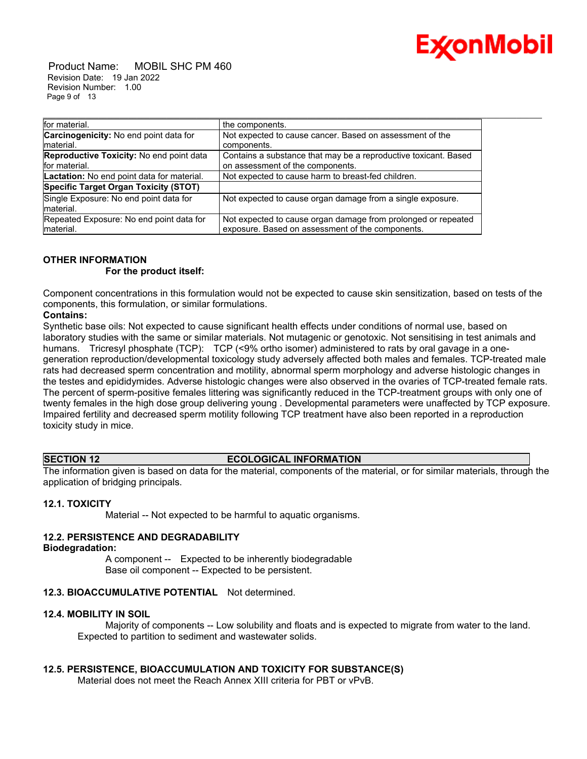| for material. | the components. |
|---|---|
| **Carcinogenicity:** No end point data for material. | Not expected to cause cancer. Based on assessment of the components. |
| **Reproductive Toxicity:** No end point data for material. | Contains a substance that may be a reproductive toxicant. Based on assessment of the components. |
| **Lactation:** No end point data for material. | Not expected to cause harm to breast-fed children. |
| **Specific Target Organ Toxicity (STOT)** | |
| Single Exposure: No end point data for material. | Not expected to cause organ damage from a single exposure. |
| Repeated Exposure: No end point data for material. | Not expected to cause organ damage from prolonged or repeated exposure. Based on assessment of the components. |

**OTHER INFORMATION**

**For the product itself:**

Component concentrations in this formulation would not be expected to cause skin sensitization, based on tests of the components, this formulation, or similar formulations.

**Contains:**

Synthetic base oils: Not expected to cause significant health effects under conditions of normal use, based on laboratory studies with the same or similar materials. Not mutagenic or genotoxic. Not sensitising in test animals and humans. Tricresyl phosphate (TCP): TCP (<9% ortho isomer) administered to rats by oral gavage in a one-generation reproduction/developmental toxicology study adversely affected both males and females. TCP-treated male rats had decreased sperm concentration and motility, abnormal sperm morphology and adverse histologic changes in the testes and epididymides. Adverse histologic changes were also observed in the ovaries of TCP-treated female rats. The percent of sperm-positive females littering was significantly reduced in the TCP-treatment groups with only one of twenty females in the high dose group delivering young . Developmental parameters were unaffected by TCP exposure. Impaired fertility and decreased sperm motility following TCP treatment have also been reported in a reproduction toxicity study in mice.

## SECTION 12 ECOLOGICAL INFORMATION

The information given is based on data for the material, components of the material, or for similar materials, through the application of bridging principles.

### 12.1. TOXICITY

Material -- Not expected to be harmful to aquatic organisms.

### 12.2. PERSISTENCE AND DEGRADABILITY

**Biodegradation:**

A component -- Expected to be inherently biodegradable
Base oil component -- Expected to be persistent.

### 12.3. BIOACCUMULATIVE POTENTIAL Not determined.

### 12.4. MOBILITY IN SOIL

Majority of components -- Low solubility and floats and is expected to migrate from water to the land. Expected to partition to sediment and wastewater solids.

### 12.5. PERSISTENCE, BIOACCUMULATION AND TOXICITY FOR SUBSTANCE(S)

Material does not meet the Reach Annex XIII criteria for PBT or vPvB.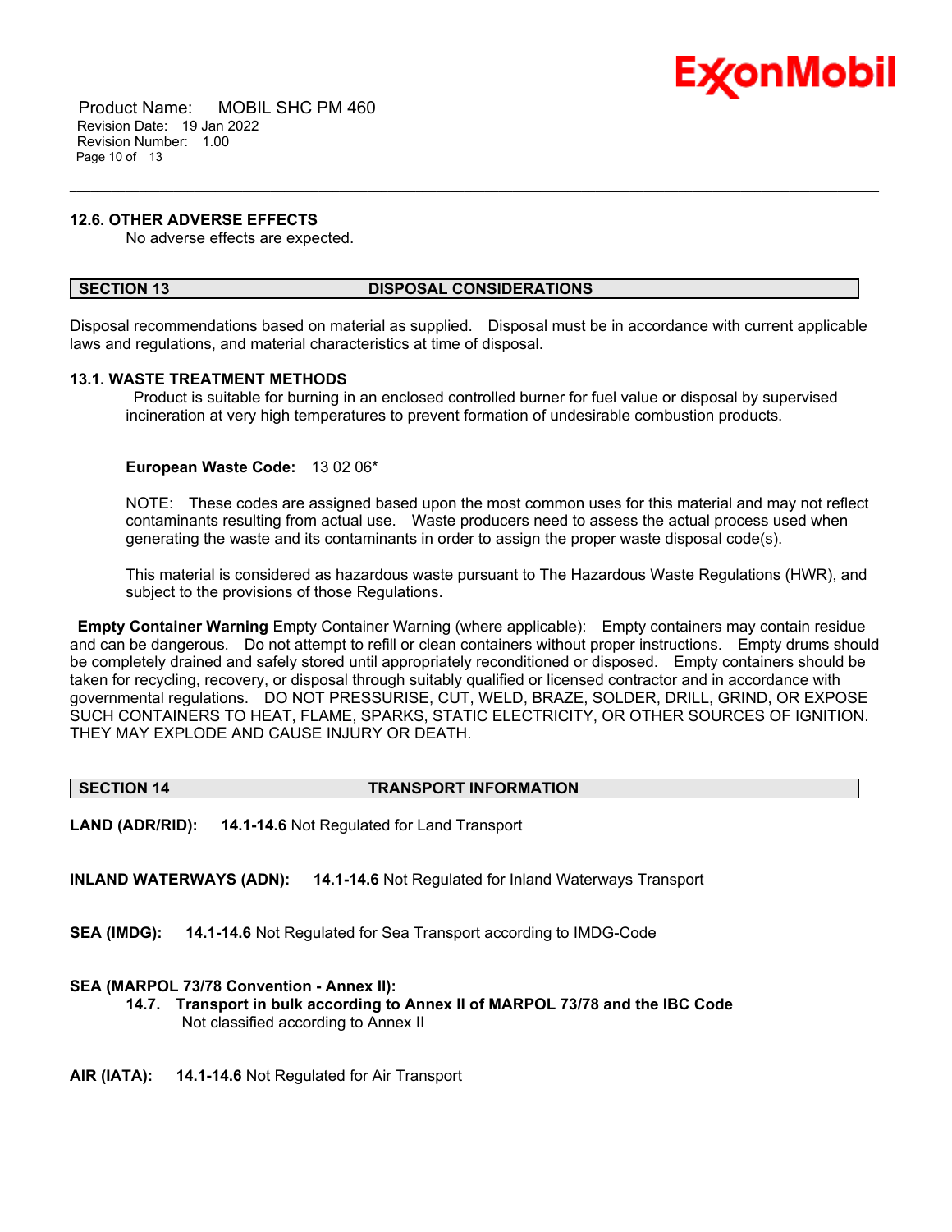### 12.6. OTHER ADVERSE EFFECTS

No adverse effects are expected.

## SECTION 13 DISPOSAL CONSIDERATIONS

Disposal recommendations based on material as supplied. Disposal must be in accordance with current applicable laws and regulations, and material characteristics at time of disposal.

### 13.1. WASTE TREATMENT METHODS

Product is suitable for burning in an enclosed controlled burner for fuel value or disposal by supervised incineration at very high temperatures to prevent formation of undesirable combustion products.

**European Waste Code:** 13 02 06*

NOTE: These codes are assigned based upon the most common uses for this material and may not reflect contaminants resulting from actual use. Waste producers need to assess the actual process used when generating the waste and its contaminants in order to assign the proper waste disposal code(s).

This material is considered as hazardous waste pursuant to The Hazardous Waste Regulations (HWR), and subject to the provisions of those Regulations.

**Empty Container Warning** Empty Container Warning (where applicable): Empty containers may contain residue and can be dangerous. Do not attempt to refill or clean containers without proper instructions. Empty drums should be completely drained and safely stored until appropriately reconditioned or disposed. Empty containers should be taken for recycling, recovery, or disposal through suitably qualified or licensed contractor and in accordance with governmental regulations. DO NOT PRESSURISE, CUT, WELD, BRAZE, SOLDER, DRILL, GRIND, OR EXPOSE SUCH CONTAINERS TO HEAT, FLAME, SPARKS, STATIC ELECTRICITY, OR OTHER SOURCES OF IGNITION. THEY MAY EXPLODE AND CAUSE INJURY OR DEATH.

## SECTION 14 TRANSPORT INFORMATION

**LAND (ADR/RID):** **14.1-14.6** Not Regulated for Land Transport

**INLAND WATERWAYS (ADN):** **14.1-14.6** Not Regulated for Inland Waterways Transport

**SEA (IMDG):** **14.1-14.6** Not Regulated for Sea Transport according to IMDG-Code

**SEA (MARPOL 73/78 Convention - Annex II):**

**14.7. Transport in bulk according to Annex II of MARPOL 73/78 and the IBC Code**
Not classified according to Annex II

**AIR (IATA):** **14.1-14.6** Not Regulated for Air Transport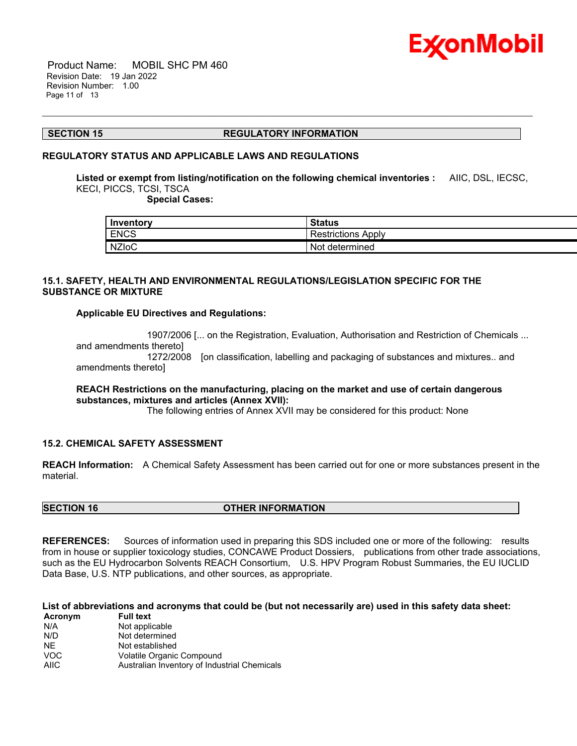## SECTION 15 REGULATORY INFORMATION

### REGULATORY STATUS AND APPLICABLE LAWS AND REGULATIONS

**Listed or exempt from listing/notification on the following chemical inventories :** AIIC, DSL, IECSC, KECI, PICCS, TCSI, TSCA

**Special Cases:**

| Inventory | Status |
|---|---|
| ENCS | Restrictions Apply |
| NZIoC | Not determined |

### 15.1. SAFETY, HEALTH AND ENVIRONMENTAL REGULATIONS/LEGISLATION SPECIFIC FOR THE SUBSTANCE OR MIXTURE

**Applicable EU Directives and Regulations:**

1907/2006 [... on the Registration, Evaluation, Authorisation and Restriction of Chemicals ... and amendments thereto]
1272/2008 [on classification, labelling and packaging of substances and mixtures.. and amendments thereto]

**REACH Restrictions on the manufacturing, placing on the market and use of certain dangerous substances, mixtures and articles (Annex XVII):**
The following entries of Annex XVII may be considered for this product: None

### 15.2. CHEMICAL SAFETY ASSESSMENT

**REACH Information:** A Chemical Safety Assessment has been carried out for one or more substances present in the material.

## SECTION 16 OTHER INFORMATION

**REFERENCES:** Sources of information used in preparing this SDS included one or more of the following: results from in house or supplier toxicology studies, CONCAWE Product Dossiers, publications from other trade associations, such as the EU Hydrocarbon Solvents REACH Consortium, U.S. HPV Program Robust Summaries, the EU IUCLID Data Base, U.S. NTP publications, and other sources, as appropriate.

**List of abbreviations and acronyms that could be (but not necessarily are) used in this safety data sheet:**

| Acronym | Full text |
|---|---|
| N/A | Not applicable |
| N/D | Not determined |
| NE | Not established |
| VOC | Volatile Organic Compound |
| AIIC | Australian Inventory of Industrial Chemicals |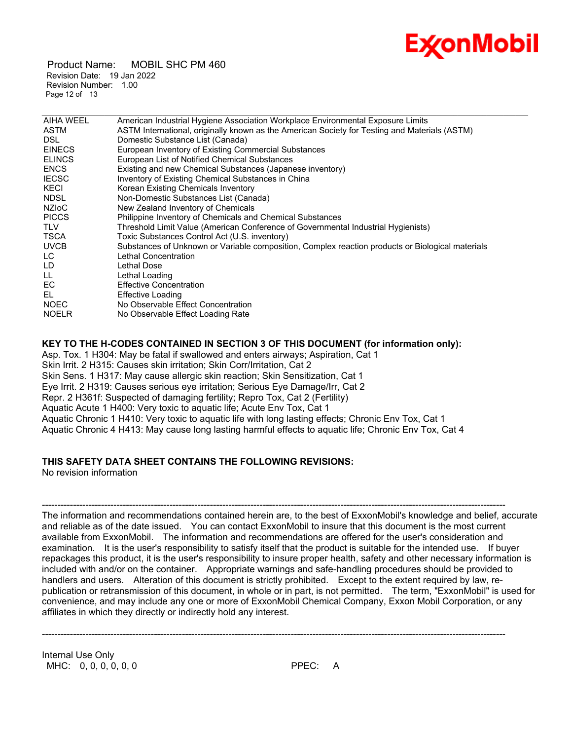| | |
|---|---|
| AIHA WEEL | American Industrial Hygiene Association Workplace Environmental Exposure Limits |
| ASTM | ASTM International, originally known as the American Society for Testing and Materials (ASTM) |
| DSL | Domestic Substance List (Canada) |
| EINECS | European Inventory of Existing Commercial Substances |
| ELINCS | European List of Notified Chemical Substances |
| ENCS | Existing and new Chemical Substances (Japanese inventory) |
| IECSC | Inventory of Existing Chemical Substances in China |
| KECI | Korean Existing Chemicals Inventory |
| NDSL | Non-Domestic Substances List (Canada) |
| NZIoC | New Zealand Inventory of Chemicals |
| PICCS | Philippine Inventory of Chemicals and Chemical Substances |
| TLV | Threshold Limit Value (American Conference of Governmental Industrial Hygienists) |
| TSCA | Toxic Substances Control Act (U.S. inventory) |
| UVCB | Substances of Unknown or Variable composition, Complex reaction products or Biological materials |
| LC | Lethal Concentration |
| LD | Lethal Dose |
| LL | Lethal Loading |
| EC | Effective Concentration |
| EL | Effective Loading |
| NOEC | No Observable Effect Concentration |
| NOELR | No Observable Effect Loading Rate |

**KEY TO THE H-CODES CONTAINED IN SECTION 3 OF THIS DOCUMENT (for information only):**

Asp. Tox. 1 H304: May be fatal if swallowed and enters airways; Aspiration, Cat 1
Skin Irrit. 2 H315: Causes skin irritation; Skin Corr/Irritation, Cat 2
Skin Sens. 1 H317: May cause allergic skin reaction; Skin Sensitization, Cat 1
Eye Irrit. 2 H319: Causes serious eye irritation; Serious Eye Damage/Irr, Cat 2
Repr. 2 H361f: Suspected of damaging fertility; Repro Tox, Cat 2 (Fertility)
Aquatic Acute 1 H400: Very toxic to aquatic life; Acute Env Tox, Cat 1
Aquatic Chronic 1 H410: Very toxic to aquatic life with long lasting effects; Chronic Env Tox, Cat 1
Aquatic Chronic 4 H413: May cause long lasting harmful effects to aquatic life; Chronic Env Tox, Cat 4

**THIS SAFETY DATA SHEET CONTAINS THE FOLLOWING REVISIONS:**

No revision information

---

The information and recommendations contained herein are, to the best of ExxonMobil's knowledge and belief, accurate and reliable as of the date issued. You can contact ExxonMobil to insure that this document is the most current available from ExxonMobil. The information and recommendations are offered for the user's consideration and examination. It is the user's responsibility to satisfy itself that the product is suitable for the intended use. If buyer repackages this product, it is the user's responsibility to insure proper health, safety and other necessary information is included with and/or on the container. Appropriate warnings and safe-handling procedures should be provided to handlers and users. Alteration of this document is strictly prohibited. Except to the extent required by law, re-publication or retransmission of this document, in whole or in part, is not permitted. The term, "ExxonMobil" is used for convenience, and may include any one or more of ExxonMobil Chemical Company, Exxon Mobil Corporation, or any affiliates in which they directly or indirectly hold any interest.

---

Internal Use Only
MHC: 0, 0, 0, 0, 0, 0 PPEC: A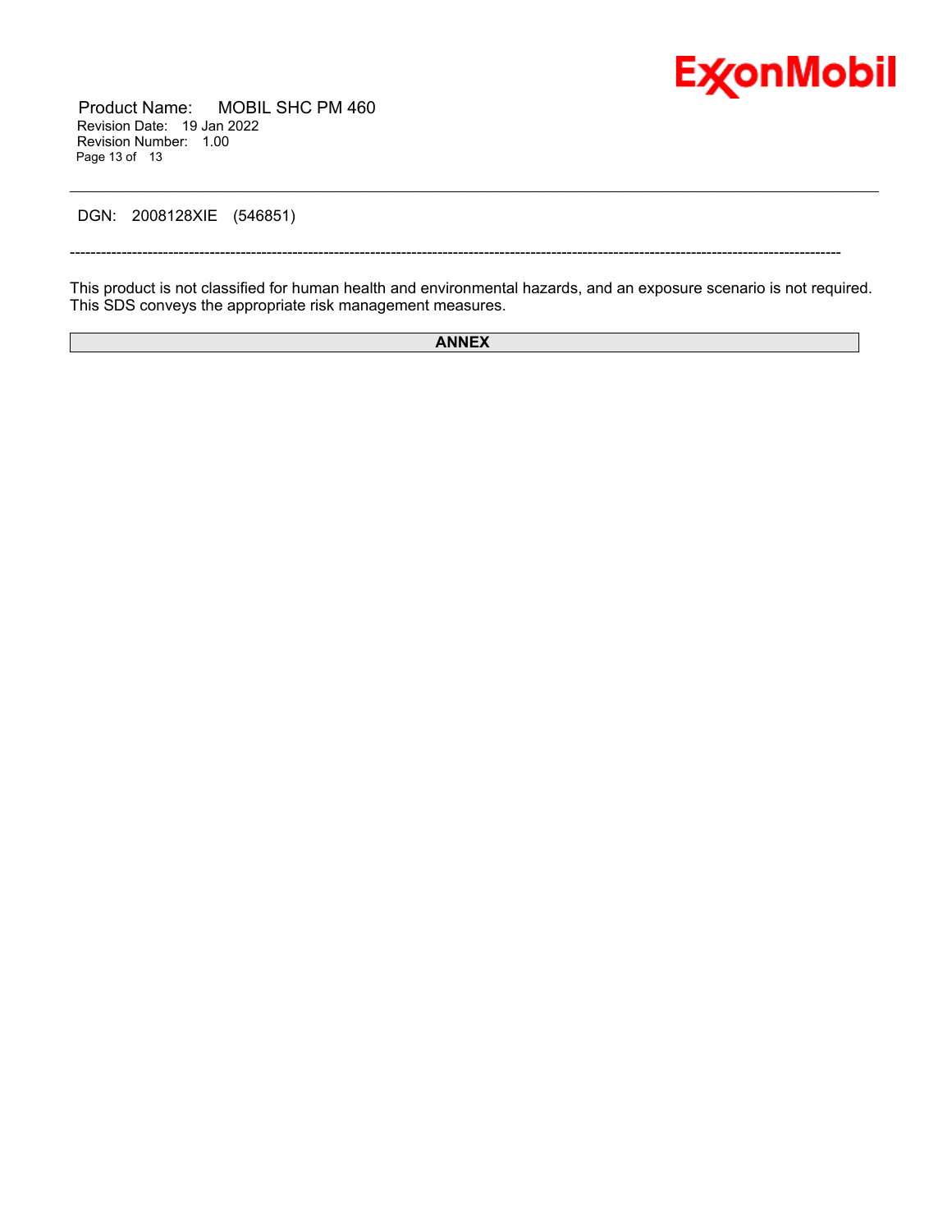DGN: 2008128XIE (546851)

-----------------------------------------------------------------------------------------------------------------------------------------------

This product is not classified for human health and environmental hazards, and an exposure scenario is not required. This SDS conveys the appropriate risk management measures.

**ANNEX**